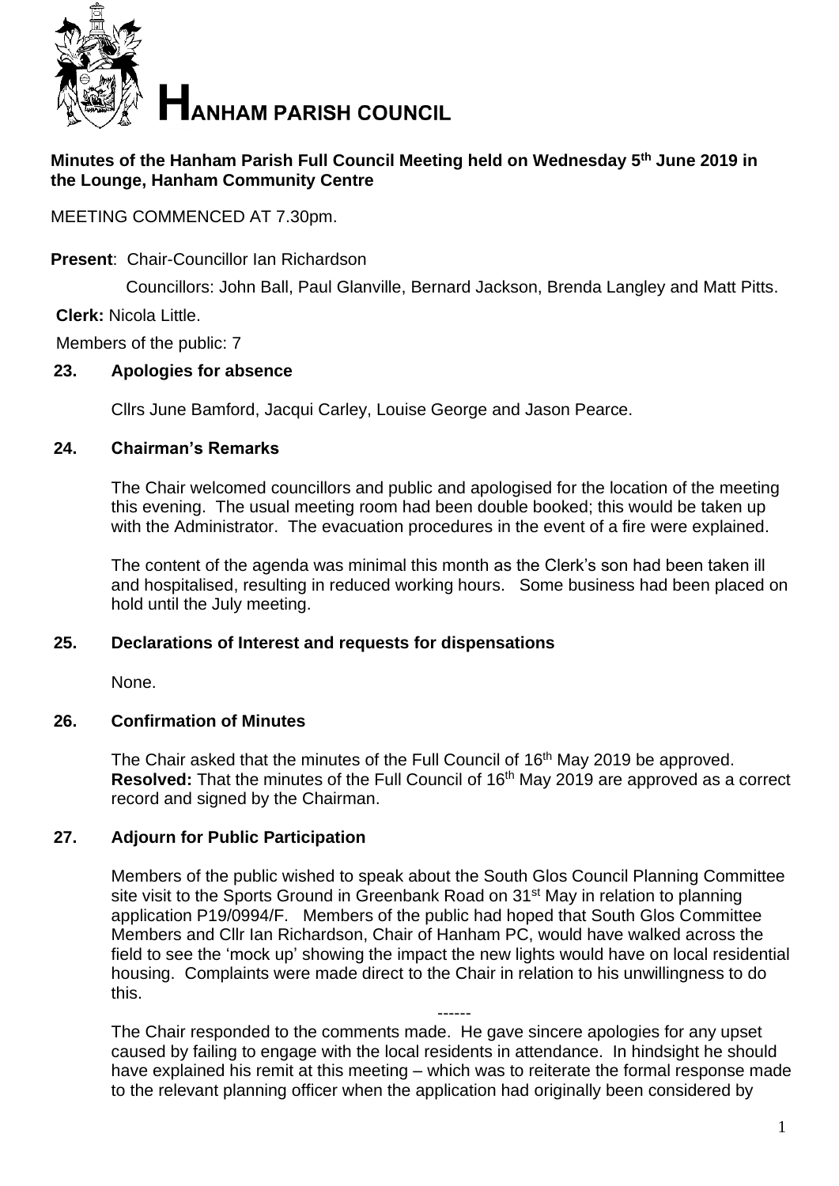# HANHAM PARISH COUNCIL

**Minutes of the Hanham Parish Full Council Meeting held on Wednesday 5th June 2019 in the Lounge, Hanham Community Centre**

MEETING COMMENCED AT 7.30pm.

**Present**: Chair-Councillor Ian Richardson

Councillors: John Ball, Paul Glanville, Bernard Jackson, Brenda Langley and Matt Pitts.

**Clerk:** Nicola Little.

Members of the public: 7

## 23. Apologies for absence

Cllrs June Bamford, Jacqui Carley, Louise George and Jason Pearce.

## 24. Chairman's Remarks

The Chair welcomed councillors and public and apologised for the location of the meeting this evening. The usual meeting room had been double booked; this would be taken up with the Administrator. The evacuation procedures in the event of a fire were explained.

The content of the agenda was minimal this month as the Clerk's son had been taken ill and hospitalised, resulting in reduced working hours. Some business had been placed on hold until the July meeting.

## 25. Declarations of Interest and requests for dispensations

None.

## 26. Confirmation of Minutes

The Chair asked that the minutes of the Full Council of 16th May 2019 be approved.
**Resolved:** That the minutes of the Full Council of 16th May 2019 are approved as a correct record and signed by the Chairman.

## 27. Adjourn for Public Participation

Members of the public wished to speak about the South Glos Council Planning Committee site visit to the Sports Ground in Greenbank Road on 31st May in relation to planning application P19/0994/F. Members of the public had hoped that South Glos Committee Members and Cllr Ian Richardson, Chair of Hanham PC, would have walked across the field to see the 'mock up' showing the impact the new lights would have on local residential housing. Complaints were made direct to the Chair in relation to his unwillingness to do this.

------

The Chair responded to the comments made. He gave sincere apologies for any upset caused by failing to engage with the local residents in attendance. In hindsight he should have explained his remit at this meeting – which was to reiterate the formal response made to the relevant planning officer when the application had originally been considered by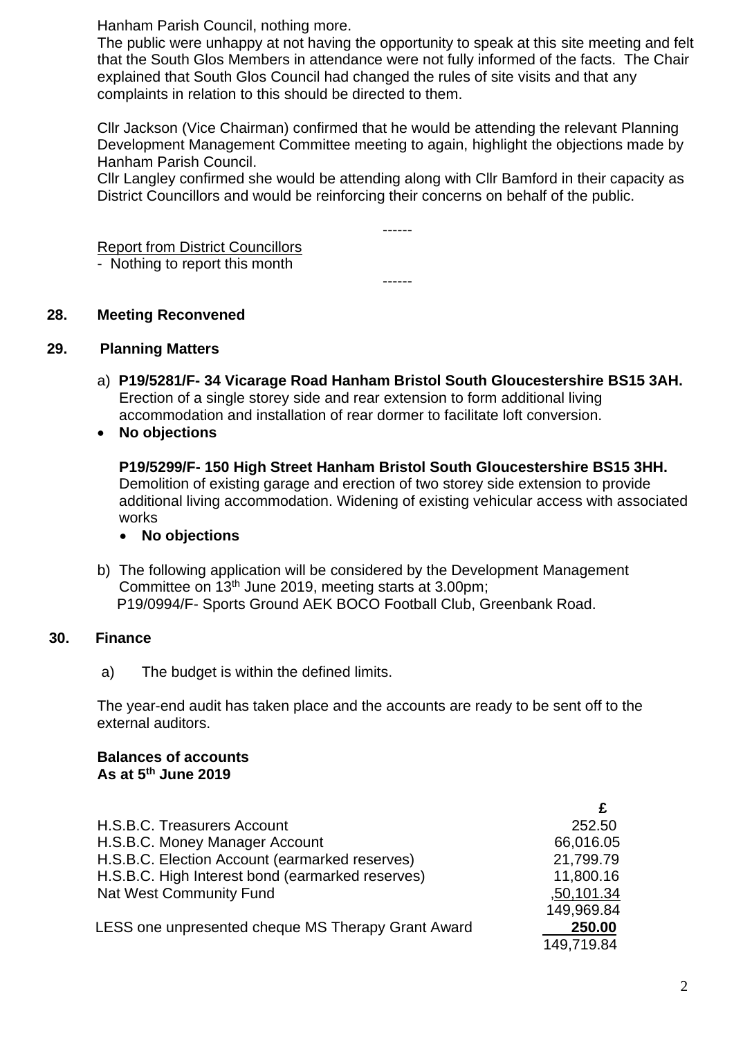Hanham Parish Council, nothing more.
The public were unhappy at not having the opportunity to speak at this site meeting and felt that the South Glos Members in attendance were not fully informed of the facts. The Chair explained that South Glos Council had changed the rules of site visits and that any complaints in relation to this should be directed to them.

Cllr Jackson (Vice Chairman) confirmed that he would be attending the relevant Planning Development Management Committee meeting to again, highlight the objections made by Hanham Parish Council.
Cllr Langley confirmed she would be attending along with Cllr Bamford in their capacity as District Councillors and would be reinforcing their concerns on behalf of the public.

------

Report from District Councillors
- Nothing to report this month

------

## 28. Meeting Reconvened

## 29. Planning Matters

a) **P19/5281/F- 34 Vicarage Road Hanham Bristol South Gloucestershire BS15 3AH.** Erection of a single storey side and rear extension to form additional living accommodation and installation of rear dormer to facilitate loft conversion.

- **No objections**

**P19/5299/F- 150 High Street Hanham Bristol South Gloucestershire BS15 3HH.** Demolition of existing garage and erection of two storey side extension to provide additional living accommodation. Widening of existing vehicular access with associated works

- **No objections**

b) The following application will be considered by the Development Management Committee on 13th June 2019, meeting starts at 3.00pm;
P19/0994/F- Sports Ground AEK BOCO Football Club, Greenbank Road.

## 30. Finance

a) The budget is within the defined limits.

The year-end audit has taken place and the accounts are ready to be sent off to the external auditors.

**Balances of accounts**
**As at 5th June 2019**

| | £ |
|---|---|
| H.S.B.C. Treasurers Account | 252.50 |
| H.S.B.C. Money Manager Account | 66,016.05 |
| H.S.B.C. Election Account (earmarked reserves) | 21,799.79 |
| H.S.B.C. High Interest bond (earmarked reserves) | 11,800.16 |
| Nat West Community Fund | ,50,101.34 |
| | 149,969.84 |
| LESS one unpresented cheque MS Therapy Grant Award | **250.00** |
| | 149,719.84 |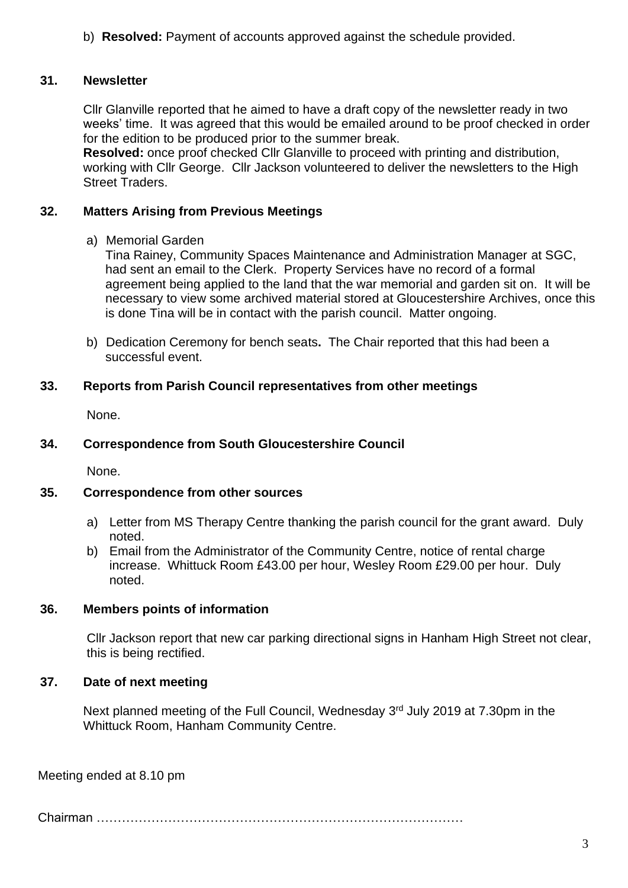b) **Resolved:** Payment of accounts approved against the schedule provided.

**31. Newsletter**

Cllr Glanville reported that he aimed to have a draft copy of the newsletter ready in two weeks' time. It was agreed that this would be emailed around to be proof checked in order for the edition to be produced prior to the summer break.
**Resolved:** once proof checked Cllr Glanville to proceed with printing and distribution, working with Cllr George. Cllr Jackson volunteered to deliver the newsletters to the High Street Traders.

**32. Matters Arising from Previous Meetings**

a) Memorial Garden
Tina Rainey, Community Spaces Maintenance and Administration Manager at SGC, had sent an email to the Clerk. Property Services have no record of a formal agreement being applied to the land that the war memorial and garden sit on. It will be necessary to view some archived material stored at Gloucestershire Archives, once this is done Tina will be in contact with the parish council. Matter ongoing.

b) Dedication Ceremony for bench seats**.** The Chair reported that this had been a successful event.

**33. Reports from Parish Council representatives from other meetings**

None.

**34. Correspondence from South Gloucestershire Council**

None.

**35. Correspondence from other sources**

a) Letter from MS Therapy Centre thanking the parish council for the grant award. Duly noted.
b) Email from the Administrator of the Community Centre, notice of rental charge increase. Whittuck Room £43.00 per hour, Wesley Room £29.00 per hour. Duly noted.

**36. Members points of information**

Cllr Jackson report that new car parking directional signs in Hanham High Street not clear, this is being rectified.

**37. Date of next meeting**

Next planned meeting of the Full Council, Wednesday 3rd July 2019 at 7.30pm in the Whittuck Room, Hanham Community Centre.

Meeting ended at 8.10 pm

Chairman …………………………………………………………………………